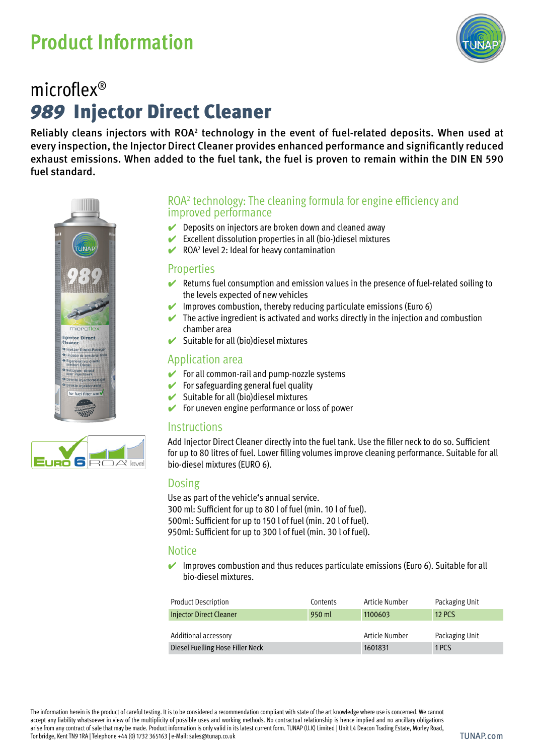# Product Information

## microflex®
## *989* Injector Direct Cleaner

**Reliably cleans injectors with ROA² technology in the event of fuel-related deposits. When used at every inspection, the Injector Direct Cleaner provides enhanced performance and significantly reduced exhaust emissions. When added to the fuel tank, the fuel is proven to remain within the DIN EN 590 fuel standard.**

### ROA² technology: The cleaning formula for engine efficiency and improved performance

- ✔ Deposits on injectors are broken down and cleaned away
- ✔ Excellent dissolution properties in all (bio-)diesel mixtures
- ✔ ROA² level 2: Ideal for heavy contamination

### Properties

- ✔ Returns fuel consumption and emission values in the presence of fuel-related soiling to the levels expected of new vehicles
- ✔ Improves combustion, thereby reducing particulate emissions (Euro 6)
- ✔ The active ingredient is activated and works directly in the injection and combustion chamber area
- ✔ Suitable for all (bio)diesel mixtures

### Application area

- ✔ For all common-rail and pump-nozzle systems
- ✔ For safeguarding general fuel quality
- ✔ Suitable for all (bio)diesel mixtures
- ✔ For uneven engine performance or loss of power

### Instructions

Add Injector Direct Cleaner directly into the fuel tank. Use the filler neck to do so. Sufficient for up to 80 litres of fuel. Lower filling volumes improve cleaning performance. Suitable for all bio-diesel mixtures (EURO 6).

### Dosing

Use as part of the vehicle's annual service.
300 ml: Sufficient for up to 80 l of fuel (min. 10 l of fuel).
500ml: Sufficient for up to 150 l of fuel (min. 20 l of fuel).
950ml: Sufficient for up to 300 l of fuel (min. 30 l of fuel).

### Notice

- ✔ Improves combustion and thus reduces particulate emissions (Euro 6). Suitable for all bio-diesel mixtures.

| Product Description | Contents | Article Number | Packaging Unit |
|---|---|---|---|
| Injector Direct Cleaner | 950 ml | 1100603 | 12 PCS |

| Additional accessory | Article Number | Packaging Unit |
|---|---|---|
| Diesel Fuelling Hose Filler Neck | 1601831 | 1 PCS |

The information herein is the product of careful testing. It is to be considered a recommendation compliant with state of the art knowledge where use is concerned. We cannot accept any liability whatsoever in view of the multiplicity of possible uses and working methods. No contractual relationship is hence implied and no ancillary obligations arise from any contract of sale that may be made. Product information is only valid in its latest current form. TUNAP (U.K) Limited | Unit L4 Deacon Trading Estate, Morley Road, Tonbridge, Kent TN9 1RA | Telephone +44 (0) 1732 365163 | e-Mail: sales@tunap.co.uk

TUNAP.com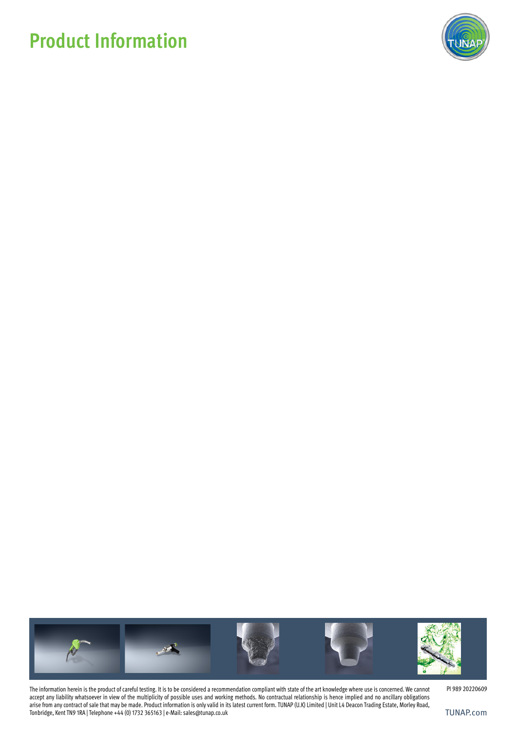# Product Information

The information herein is the product of careful testing. It is to be considered a recommendation compliant with state of the art knowledge where use is concerned. We cannot accept any liability whatsoever in view of the multiplicity of possible uses and working methods. No contractual relationship is hence implied and no ancillary obligations arise from any contract of sale that may be made. Product information is only valid in its latest current form. TUNAP (U.K) Limited | Unit L4 Deacon Trading Estate, Morley Road, Tonbridge, Kent TN9 1RA | Telephone +44 (0) 1732 365163 | e-Mail: sales@tunap.co.uk

PI 989 20220609

TUNAP.com